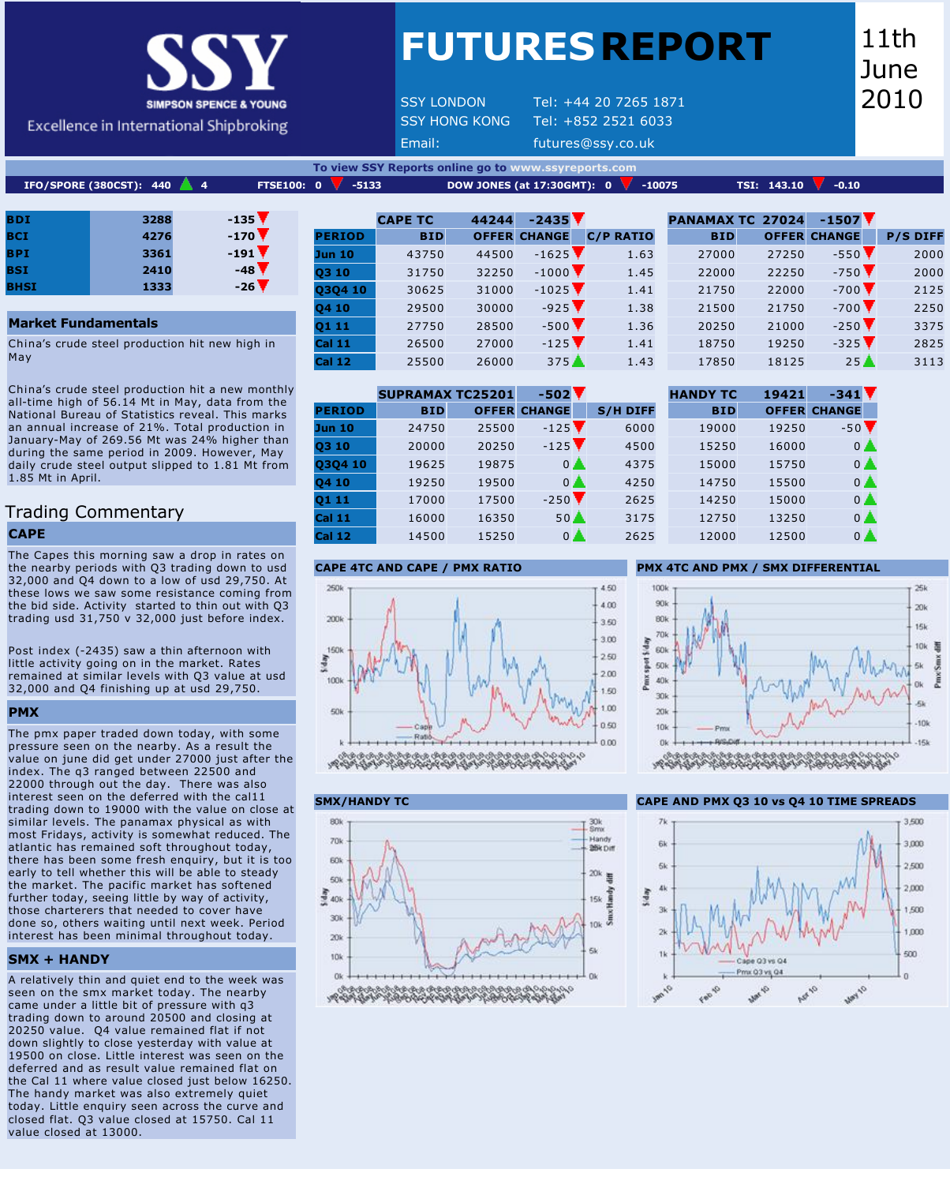# SSY

SIMPSON SPENCE & YOUNG

Excellence in International Shipbroking

# FUTURES REPORT

11th June 2010

SSY LONDON Tel: +44 20 7265 1871

SSY HONG KONG Tel: +852 2521 6033

Email: futures@ssy.co.uk

To view SSY Reports online go to www.ssyreports.com

IFO/SPORE (380CST): 440 ▲ 4 FTSE100: 0 ▼ -5133 DOW JONES (at 17:30GMT): 0 ▼ -10075 TSI: 143.10 ▼ -0.10

| | | |
|---|---|---|
| BDI | 3288 | -135 ▼ |
| BCI | 4276 | -170 ▼ |
| BPI | 3361 | -191 ▼ |
| BSI | 2410 | -48 ▼ |
| BHSI | 1333 | -26 ▼ |

| CAPE TC 44244 -2435 ▼ | | | | |
|---|---|---|---|---|
| PERIOD | BID | OFFER | CHANGE | C/P RATIO |
| Jun 10 | 43750 | 44500 | -1625 ▼ | 1.63 |
| Q3 10 | 31750 | 32250 | -1000 ▼ | 1.45 |
| Q3Q4 10 | 30625 | 31000 | -1025 ▼ | 1.41 |
| Q4 10 | 29500 | 30000 | -925 ▼ | 1.38 |
| Q1 11 | 27750 | 28500 | -500 ▼ | 1.36 |
| Cal 11 | 26500 | 27000 | -125 ▼ | 1.41 |
| Cal 12 | 25500 | 26000 | 375 ▲ | 1.43 |

| PANAMAX TC 27024 -1507 ▼ | | | |
|---|---|---|---|
| BID | OFFER | CHANGE | P/S DIFF |
| 27000 | 27250 | -550 ▼ | 2000 |
| 22000 | 22250 | -750 ▼ | 2000 |
| 21750 | 22000 | -700 ▼ | 2125 |
| 21500 | 21750 | -700 ▼ | 2250 |
| 20250 | 21000 | -250 ▼ | 3375 |
| 18750 | 19250 | -325 ▼ | 2825 |
| 17850 | 18125 | 25 ▲ | 3113 |

| SUPRAMAX TC25201 -502 ▼ | | | | |
|---|---|---|---|---|
| PERIOD | BID | OFFER | CHANGE | S/H DIFF |
| Jun 10 | 24750 | 25500 | -125 ▼ | 6000 |
| Q3 10 | 20000 | 20250 | -125 ▼ | 4500 |
| Q3Q4 10 | 19625 | 19875 | 0 ▲ | 4375 |
| Q4 10 | 19250 | 19500 | 0 ▲ | 4250 |
| Q1 11 | 17000 | 17500 | -250 ▼ | 2625 |
| Cal 11 | 16000 | 16350 | 50 ▲ | 3175 |
| Cal 12 | 14500 | 15250 | 0 ▲ | 2625 |

| HANDY TC 19421 -341 ▼ | | |
|---|---|---|
| BID | OFFER | CHANGE |
| 19000 | 19250 | -50 ▼ |
| 15250 | 16000 | 0 ▲ |
| 15000 | 15750 | 0 ▲ |
| 14750 | 15500 | 0 ▲ |
| 14250 | 15000 | 0 ▲ |
| 12750 | 13250 | 0 ▲ |
| 12000 | 12500 | 0 ▲ |

## Market Fundamentals

China's crude steel production hit new high in May

China's crude steel production hit a new monthly all-time high of 56.14 Mt in May, data from the National Bureau of Statistics reveal. This marks an annual increase of 21%. Total production in January-May of 269.56 Mt was 24% higher than during the same period in 2009. However, May daily crude steel output slipped to 1.81 Mt from 1.85 Mt in April.

## Trading Commentary

### CAPE

The Capes this morning saw a drop in rates on the nearby periods with Q3 trading down to usd 32,000 and Q4 down to a low of usd 29,750. At these lows we saw some resistance coming from the bid side. Activity started to thin out with Q3 trading usd 31,750 v 32,000 just before index.

Post index (-2435) saw a thin afternoon with little activity going on in the market. Rates remained at similar levels with Q3 value at usd 32,000 and Q4 finishing up at usd 29,750.

### PMX

The pmx paper traded down today, with some pressure seen on the nearby. As a result the value on june did get under 27000 just after the index. The q3 ranged between 22500 and 22000 through out the day. There was also interest seen on the deferred with the cal11 trading down to 19000 with the value on close at similar levels. The panamax physical as with most Fridays, activity is somewhat reduced. The atlantic has remained soft throughout today, there has been some fresh enquiry, but it is too early to tell whether this will be able to steady the market. The pacific market has softened further today, seeing little by way of activity, those charterers that needed to cover have done so, others waiting until next week. Period interest has been minimal throughout today.

### SMX + HANDY

A relatively thin and quiet end to the week was seen on the smx market today. The nearby came under a little bit of pressure with q3 trading down to around 20500 and closing at 20250 value. Q4 value remained flat if not down slightly to close yesterday with value at 19500 on close. Little interest was seen on the deferred and as result value remained flat on the Cal 11 where value closed just below 16250. The handy market was also extremely quiet today. Little enquiry seen across the curve and closed flat. Q3 value closed at 15750. Cal 11 value closed at 13000.

### CAPE 4TC AND CAPE / PMX RATIO

250k
200k
150k
100k
50k
k
$/day
4.50
4.00
3.50
3.00
2.50
2.00
1.50
1.00
0.50
0.00
Cape
Ratio

### PMX 4TC AND PMX / SMX DIFFERENTIAL

100k
90k
80k
70k
60k
50k
40k
30k
20k
10k
0k
Panx spot $/day
25k
20k
15k
10k
5k
0k
-5k
-10k
-15k
Pmx/Smx diff
Pmx
P/S Diff

### SMX/HANDY TC

80k
70k
60k
50k
40k
30k
20k
10k
0k
$/day
30k
25k
20k
15k
10k
5k
0k
Smx/Handy diff
Smx
Handy
S/H Diff

### CAPE AND PMX Q3 10 vs Q4 10 TIME SPREADS

7k
6k
5k
4k
3k
2k
1k
k
$/day
3,500
3,000
2,500
2,000
1,500
1,000
500
0
Cape Q3 vs Q4
Pmx Q3 vs Q4
Jan 10
Feb 10
Mar 10
Apr 10
May 10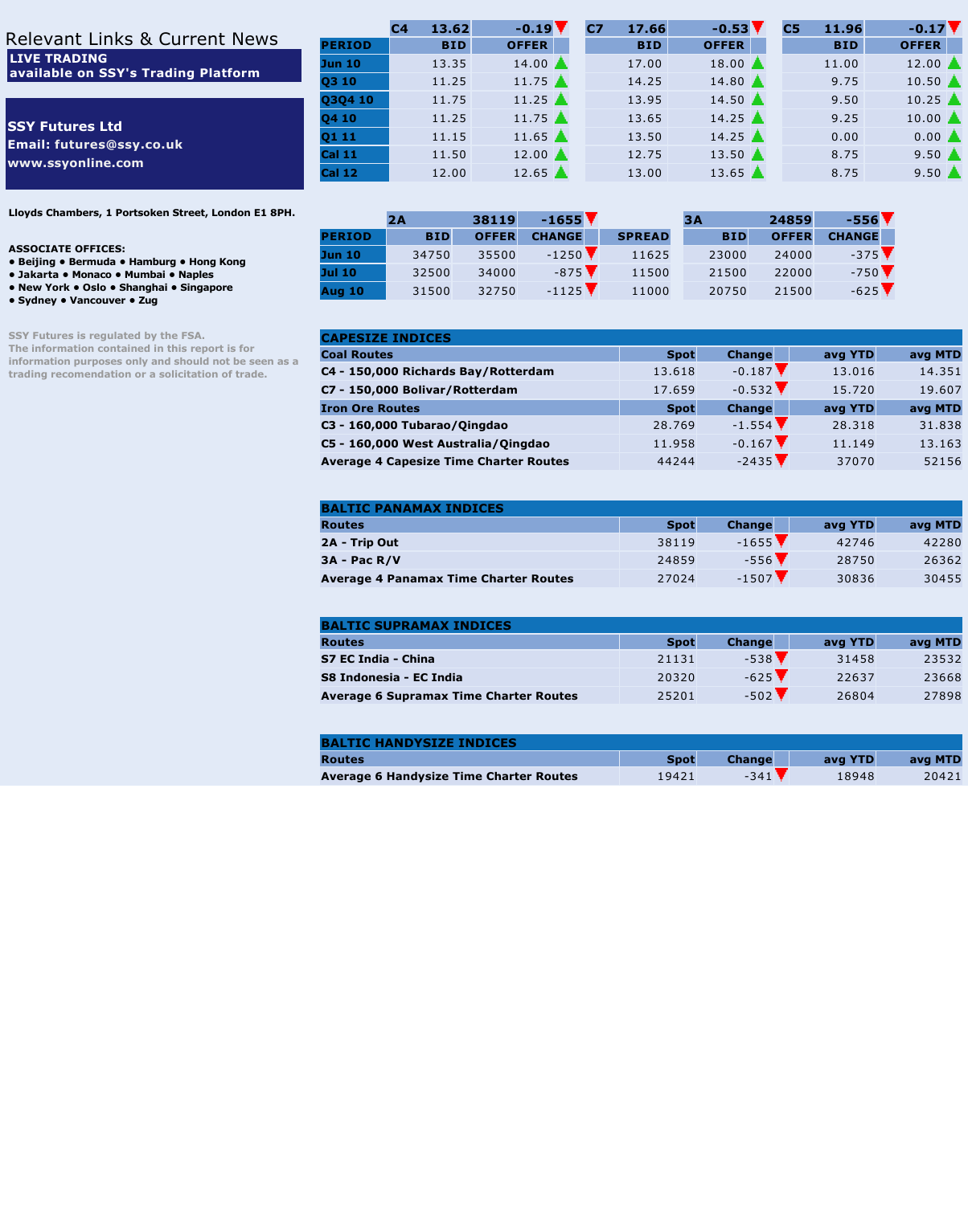Relevant Links & Current News

**LIVE TRADING**
**available on SSY's Trading Platform**

**SSY Futures Ltd**
**Email: futures@ssy.co.uk**
**www.ssyonline.com**

**Lloyds Chambers, 1 Portsoken Street, London E1 8PH.**

**ASSOCIATE OFFICES:**
- Beijing • Bermuda • Hamburg • Hong Kong
- Jakarta • Monaco • Mumbai • Naples
- New York • Oslo • Shanghai • Singapore
- Sydney • Vancouver • Zug

SSY Futures is regulated by the FSA.
The information contained in this report is for information purposes only and should not be seen as a trading recomendation or a solicitation of trade.

| | C4 13.62 | -0.19 ▼ | C7 17.66 | -0.53 ▼ | C5 11.96 | -0.17 ▼ |
|---|---|---|---|---|---|---|
| **PERIOD** | **BID** | **OFFER** | **BID** | **OFFER** | **BID** | **OFFER** |
| Jun 10 | 13.35 | 14.00 ▲ | 17.00 | 18.00 ▲ | 11.00 | 12.00 ▲ |
| Q3 10 | 11.25 | 11.75 ▲ | 14.25 | 14.80 ▲ | 9.75 | 10.50 ▲ |
| Q3Q4 10 | 11.75 | 11.25 ▲ | 13.95 | 14.50 ▲ | 9.50 | 10.25 ▲ |
| Q4 10 | 11.25 | 11.75 ▲ | 13.65 | 14.25 ▲ | 9.25 | 10.00 ▲ |
| Q1 11 | 11.15 | 11.65 ▲ | 13.50 | 14.25 ▲ | 0.00 | 0.00 ▲ |
| Cal 11 | 11.50 | 12.00 ▲ | 12.75 | 13.50 ▲ | 8.75 | 9.50 ▲ |
| Cal 12 | 12.00 | 12.65 ▲ | 13.00 | 13.65 ▲ | 8.75 | 9.50 ▲ |

| | 2A | 38119 | -1655 ▼ | | 3A | 24859 | -556 ▼ |
|---|---|---|---|---|---|---|---|
| **PERIOD** | **BID** | **OFFER** | **CHANGE** | **SPREAD** | **BID** | **OFFER** | **CHANGE** |
| Jun 10 | 34750 | 35500 | -1250 ▼ | 11625 | 23000 | 24000 | -375 ▼ |
| Jul 10 | 32500 | 34000 | -875 ▼ | 11500 | 21500 | 22000 | -750 ▼ |
| Aug 10 | 31500 | 32750 | -1125 ▼ | 11000 | 20750 | 21500 | -625 ▼ |

## CAPESIZE INDICES

| Coal Routes | Spot | Change | avg YTD | avg MTD |
|---|---|---|---|---|
| C4 - 150,000 Richards Bay/Rotterdam | 13.618 | -0.187 ▼ | 13.016 | 14.351 |
| C7 - 150,000 Bolivar/Rotterdam | 17.659 | -0.532 ▼ | 15.720 | 19.607 |
| **Iron Ore Routes** | **Spot** | **Change** | **avg YTD** | **avg MTD** |
| C3 - 160,000 Tubarao/Qingdao | 28.769 | -1.554 ▼ | 28.318 | 31.838 |
| C5 - 160,000 West Australia/Qingdao | 11.958 | -0.167 ▼ | 11.149 | 13.163 |
| Average 4 Capesize Time Charter Routes | 44244 | -2435 ▼ | 37070 | 52156 |

## BALTIC PANAMAX INDICES

| Routes | Spot | Change | avg YTD | avg MTD |
|---|---|---|---|---|
| 2A - Trip Out | 38119 | -1655 ▼ | 42746 | 42280 |
| 3A - Pac R/V | 24859 | -556 ▼ | 28750 | 26362 |
| Average 4 Panamax Time Charter Routes | 27024 | -1507 ▼ | 30836 | 30455 |

## BALTIC SUPRAMAX INDICES

| Routes | Spot | Change | avg YTD | avg MTD |
|---|---|---|---|---|
| S7 EC India - China | 21131 | -538 ▼ | 31458 | 23532 |
| S8 Indonesia - EC India | 20320 | -625 ▼ | 22637 | 23668 |
| Average 6 Supramax Time Charter Routes | 25201 | -502 ▼ | 26804 | 27898 |

## BALTIC HANDYSIZE INDICES

| Routes | Spot | Change | avg YTD | avg MTD |
|---|---|---|---|---|
| Average 6 Handysize Time Charter Routes | 19421 | -341 ▼ | 18948 | 20421 |